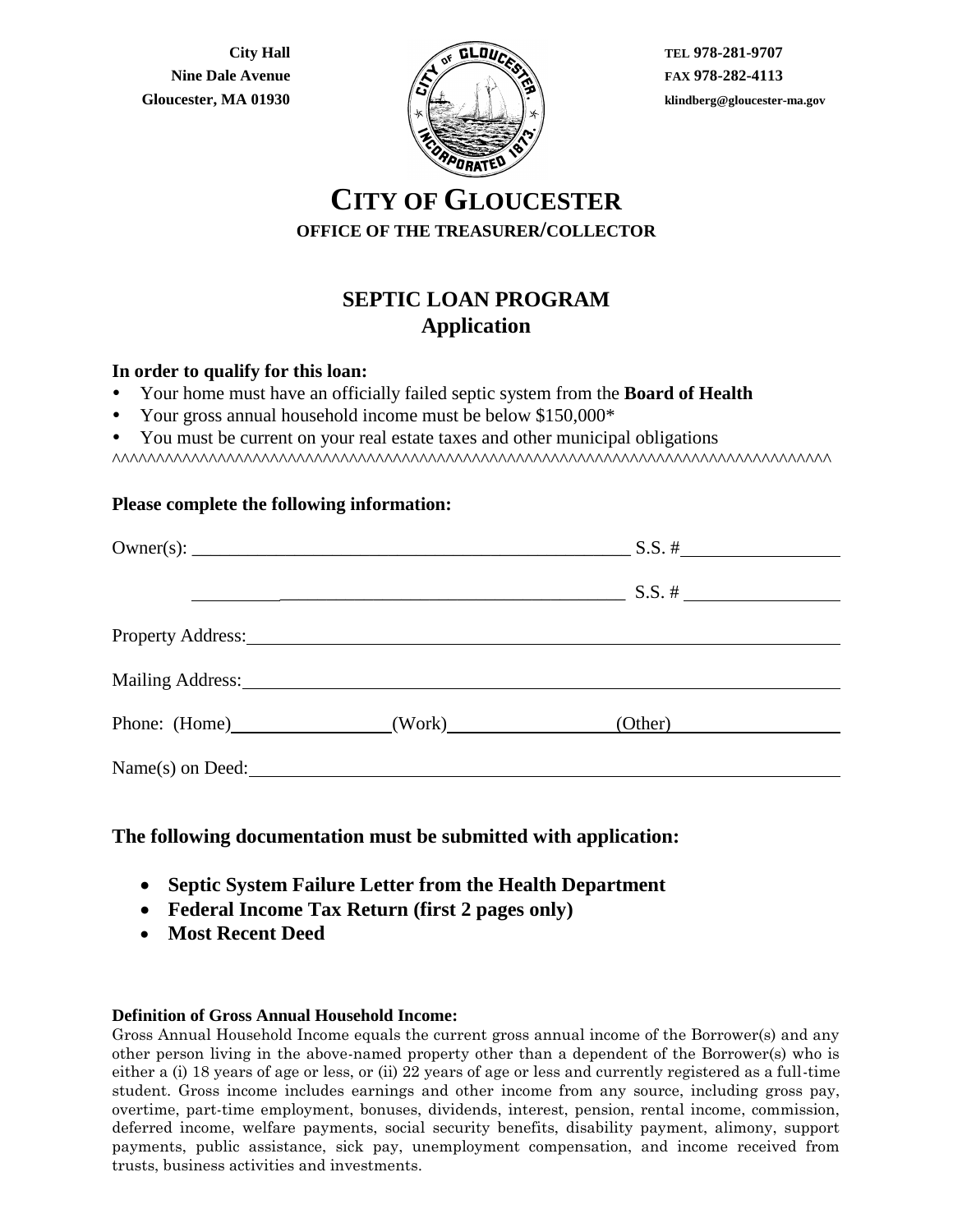City Hall
Nine Dale Avenue
Gloucester, MA 01930

TEL 978-281-9707
FAX 978-282-4113
klindberg@gloucester-ma.gov

# CITY OF GLOUCESTER

**OFFICE OF THE TREASURER/COLLECTOR**

## SEPTIC LOAN PROGRAM
## Application

**In order to qualify for this loan:**

- Your home must have an officially failed septic system from the **Board of Health**
- Your gross annual household income must be below $150,000*
- You must be current on your real estate taxes and other municipal obligations

^^^^^^^^^^^^^^^^^^^^^^^^^^^^^^^^^^^^^^^^^^^^^^^^^^^^^^^^^^^^^^^^^^^^^^^^^^^^^^^^^^^^^^^^^^^^^^

**Please complete the following information:**

Owner(s): ______________________________________________ S.S. #________________

______________________________________________ S.S. # ________________

Property Address:______________________________________________________________

Mailing Address:_______________________________________________________________

Phone: (Home)________________ (Work)________________ (Other)________________

Name(s) on Deed:_______________________________________________________________

### The following documentation must be submitted with application:

- **Septic System Failure Letter from the Health Department**
- **Federal Income Tax Return (first 2 pages only)**
- **Most Recent Deed**

**Definition of Gross Annual Household Income:**
Gross Annual Household Income equals the current gross annual income of the Borrower(s) and any other person living in the above-named property other than a dependent of the Borrower(s) who is either a (i) 18 years of age or less, or (ii) 22 years of age or less and currently registered as a full-time student. Gross income includes earnings and other income from any source, including gross pay, overtime, part-time employment, bonuses, dividends, interest, pension, rental income, commission, deferred income, welfare payments, social security benefits, disability payment, alimony, support payments, public assistance, sick pay, unemployment compensation, and income received from trusts, business activities and investments.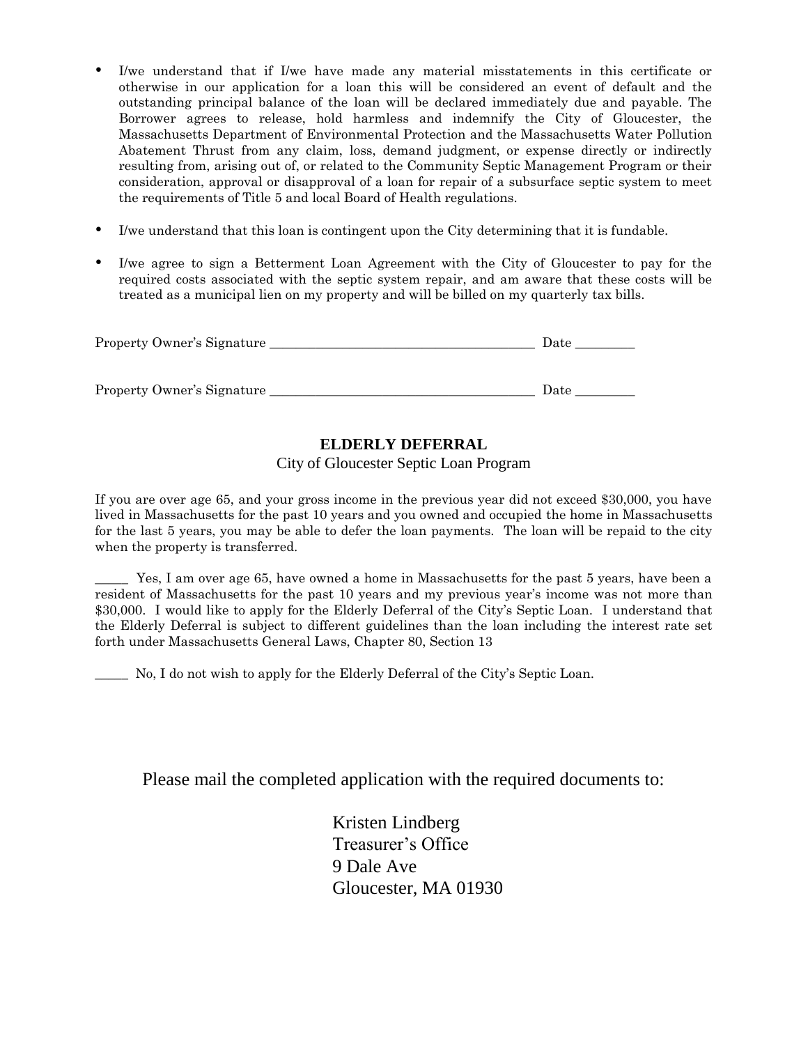- I/we understand that if I/we have made any material misstatements in this certificate or otherwise in our application for a loan this will be considered an event of default and the outstanding principal balance of the loan will be declared immediately due and payable. The Borrower agrees to release, hold harmless and indemnify the City of Gloucester, the Massachusetts Department of Environmental Protection and the Massachusetts Water Pollution Abatement Thrust from any claim, loss, demand judgment, or expense directly or indirectly resulting from, arising out of, or related to the Community Septic Management Program or their consideration, approval or disapproval of a loan for repair of a subsurface septic system to meet the requirements of Title 5 and local Board of Health regulations.

- I/we understand that this loan is contingent upon the City determining that it is fundable.

- I/we agree to sign a Betterment Loan Agreement with the City of Gloucester to pay for the required costs associated with the septic system repair, and am aware that these costs will be treated as a municipal lien on my property and will be billed on my quarterly tax bills.

Property Owner's Signature ________________________________________ Date _________

Property Owner's Signature ________________________________________ Date _________

**ELDERLY DEFERRAL**

City of Gloucester Septic Loan Program

If you are over age 65, and your gross income in the previous year did not exceed $30,000, you have lived in Massachusetts for the past 10 years and you owned and occupied the home in Massachusetts for the last 5 years, you may be able to defer the loan payments. The loan will be repaid to the city when the property is transferred.

_____ Yes, I am over age 65, have owned a home in Massachusetts for the past 5 years, have been a resident of Massachusetts for the past 10 years and my previous year's income was not more than $30,000. I would like to apply for the Elderly Deferral of the City's Septic Loan. I understand that the Elderly Deferral is subject to different guidelines than the loan including the interest rate set forth under Massachusetts General Laws, Chapter 80, Section 13

_____ No, I do not wish to apply for the Elderly Deferral of the City's Septic Loan.

Please mail the completed application with the required documents to:

Kristen Lindberg
Treasurer's Office
9 Dale Ave
Gloucester, MA 01930